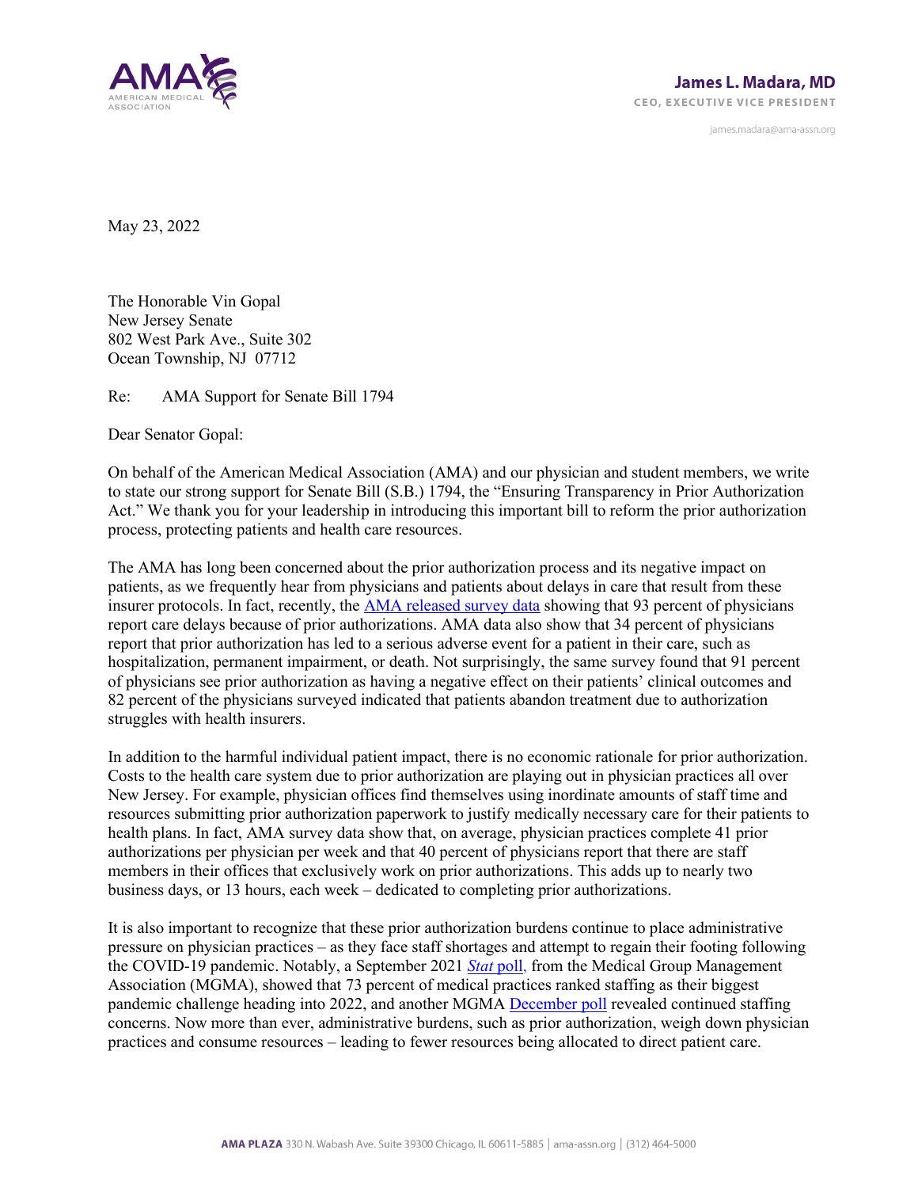James L. Madara, MD
CEO, EXECUTIVE VICE PRESIDENT

james.madara@ama-assn.org

May 23, 2022

The Honorable Vin Gopal
New Jersey Senate
802 West Park Ave., Suite 302
Ocean Township, NJ 07712

Re: AMA Support for Senate Bill 1794

Dear Senator Gopal:

On behalf of the American Medical Association (AMA) and our physician and student members, we write to state our strong support for Senate Bill (S.B.) 1794, the "Ensuring Transparency in Prior Authorization Act." We thank you for your leadership in introducing this important bill to reform the prior authorization process, protecting patients and health care resources.

The AMA has long been concerned about the prior authorization process and its negative impact on patients, as we frequently hear from physicians and patients about delays in care that result from these insurer protocols. In fact, recently, the AMA released survey data showing that 93 percent of physicians report care delays because of prior authorizations. AMA data also show that 34 percent of physicians report that prior authorization has led to a serious adverse event for a patient in their care, such as hospitalization, permanent impairment, or death. Not surprisingly, the same survey found that 91 percent of physicians see prior authorization as having a negative effect on their patients' clinical outcomes and 82 percent of the physicians surveyed indicated that patients abandon treatment due to authorization struggles with health insurers.

In addition to the harmful individual patient impact, there is no economic rationale for prior authorization. Costs to the health care system due to prior authorization are playing out in physician practices all over New Jersey. For example, physician offices find themselves using inordinate amounts of staff time and resources submitting prior authorization paperwork to justify medically necessary care for their patients to health plans. In fact, AMA survey data show that, on average, physician practices complete 41 prior authorizations per physician per week and that 40 percent of physicians report that there are staff members in their offices that exclusively work on prior authorizations. This adds up to nearly two business days, or 13 hours, each week – dedicated to completing prior authorizations.

It is also important to recognize that these prior authorization burdens continue to place administrative pressure on physician practices – as they face staff shortages and attempt to regain their footing following the COVID-19 pandemic. Notably, a September 2021 *Stat* poll, from the Medical Group Management Association (MGMA), showed that 73 percent of medical practices ranked staffing as their biggest pandemic challenge heading into 2022, and another MGMA December poll revealed continued staffing concerns. Now more than ever, administrative burdens, such as prior authorization, weigh down physician practices and consume resources – leading to fewer resources being allocated to direct patient care.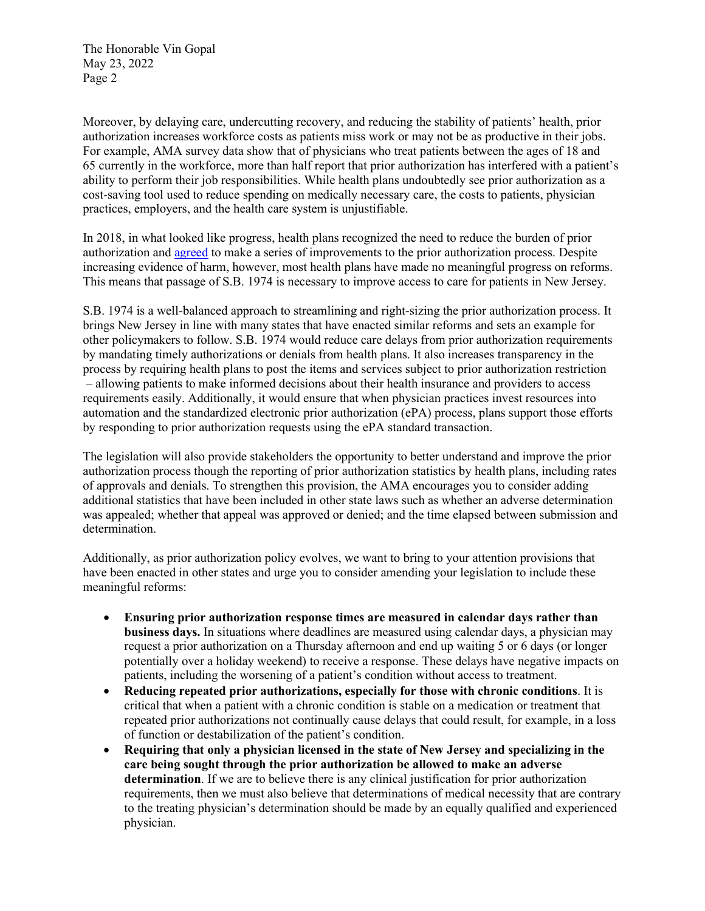Moreover, by delaying care, undercutting recovery, and reducing the stability of patients' health, prior authorization increases workforce costs as patients miss work or may not be as productive in their jobs. For example, AMA survey data show that of physicians who treat patients between the ages of 18 and 65 currently in the workforce, more than half report that prior authorization has interfered with a patient's ability to perform their job responsibilities. While health plans undoubtedly see prior authorization as a cost-saving tool used to reduce spending on medically necessary care, the costs to patients, physician practices, employers, and the health care system is unjustifiable.

In 2018, in what looked like progress, health plans recognized the need to reduce the burden of prior authorization and agreed to make a series of improvements to the prior authorization process. Despite increasing evidence of harm, however, most health plans have made no meaningful progress on reforms. This means that passage of S.B. 1974 is necessary to improve access to care for patients in New Jersey.

S.B. 1974 is a well-balanced approach to streamlining and right-sizing the prior authorization process. It brings New Jersey in line with many states that have enacted similar reforms and sets an example for other policymakers to follow. S.B. 1974 would reduce care delays from prior authorization requirements by mandating timely authorizations or denials from health plans. It also increases transparency in the process by requiring health plans to post the items and services subject to prior authorization restriction – allowing patients to make informed decisions about their health insurance and providers to access requirements easily. Additionally, it would ensure that when physician practices invest resources into automation and the standardized electronic prior authorization (ePA) process, plans support those efforts by responding to prior authorization requests using the ePA standard transaction.

The legislation will also provide stakeholders the opportunity to better understand and improve the prior authorization process though the reporting of prior authorization statistics by health plans, including rates of approvals and denials. To strengthen this provision, the AMA encourages you to consider adding additional statistics that have been included in other state laws such as whether an adverse determination was appealed; whether that appeal was approved or denied; and the time elapsed between submission and determination.

Additionally, as prior authorization policy evolves, we want to bring to your attention provisions that have been enacted in other states and urge you to consider amending your legislation to include these meaningful reforms:

- **Ensuring prior authorization response times are measured in calendar days rather than business days.** In situations where deadlines are measured using calendar days, a physician may request a prior authorization on a Thursday afternoon and end up waiting 5 or 6 days (or longer potentially over a holiday weekend) to receive a response. These delays have negative impacts on patients, including the worsening of a patient's condition without access to treatment.
- **Reducing repeated prior authorizations, especially for those with chronic conditions**. It is critical that when a patient with a chronic condition is stable on a medication or treatment that repeated prior authorizations not continually cause delays that could result, for example, in a loss of function or destabilization of the patient's condition.
- **Requiring that only a physician licensed in the state of New Jersey and specializing in the care being sought through the prior authorization be allowed to make an adverse determination**. If we are to believe there is any clinical justification for prior authorization requirements, then we must also believe that determinations of medical necessity that are contrary to the treating physician's determination should be made by an equally qualified and experienced physician.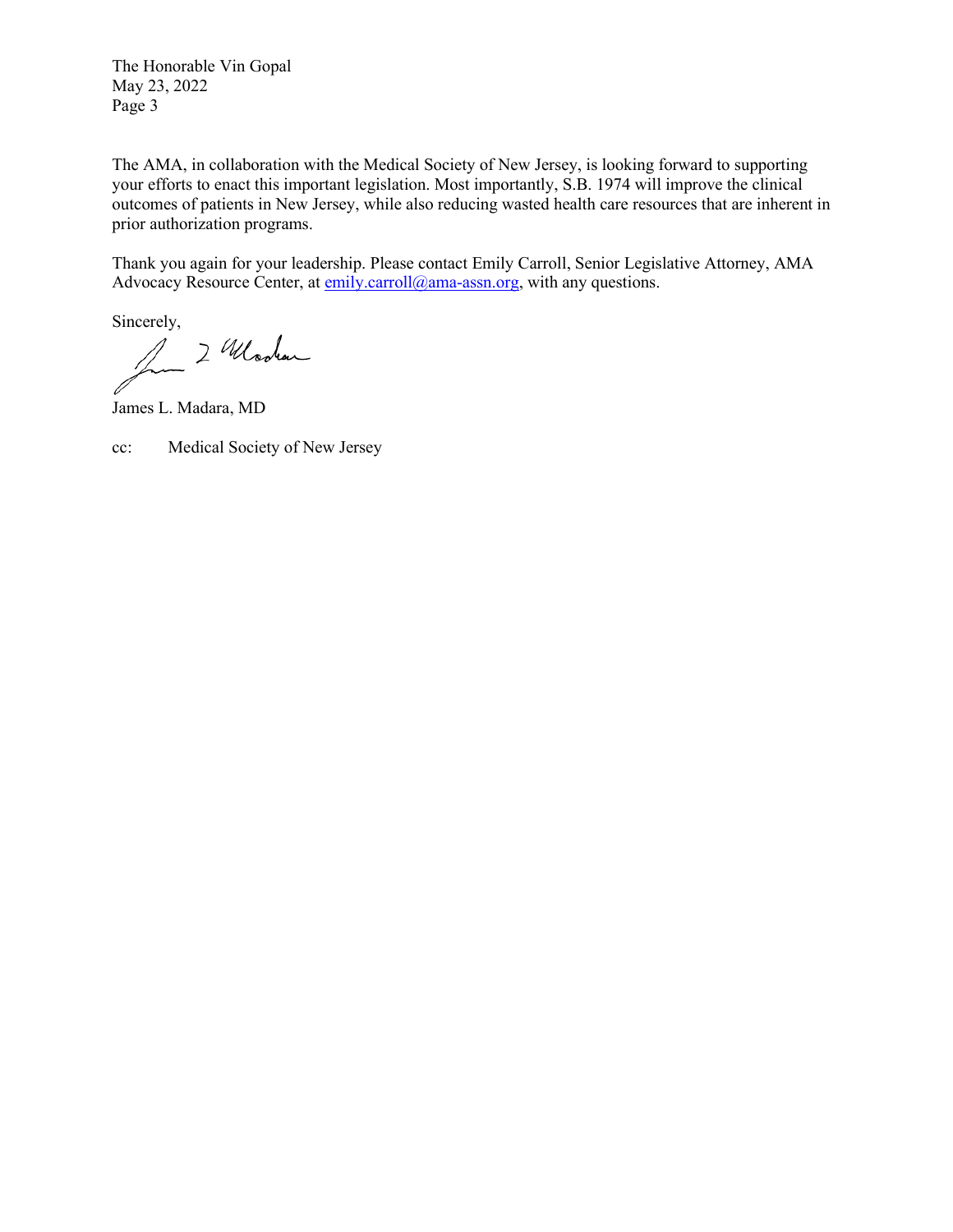The AMA, in collaboration with the Medical Society of New Jersey, is looking forward to supporting your efforts to enact this important legislation. Most importantly, S.B. 1974 will improve the clinical outcomes of patients in New Jersey, while also reducing wasted health care resources that are inherent in prior authorization programs.

Thank you again for your leadership. Please contact Emily Carroll, Senior Legislative Attorney, AMA Advocacy Resource Center, at emily.carroll@ama-assn.org, with any questions.

Sincerely,

James L. Madara, MD

cc: Medical Society of New Jersey